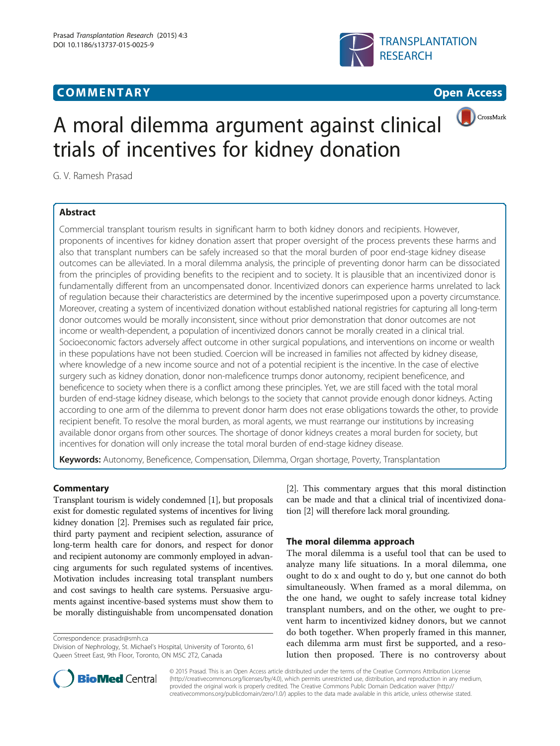# COMMENTARY

Open Access

# A moral dilemma argument against clinical trials of incentives for kidney donation

G. V. Ramesh Prasad

## Abstract

Commercial transplant tourism results in significant harm to both kidney donors and recipients. However, proponents of incentives for kidney donation assert that proper oversight of the process prevents these harms and also that transplant numbers can be safely increased so that the moral burden of poor end-stage kidney disease outcomes can be alleviated. In a moral dilemma analysis, the principle of preventing donor harm can be dissociated from the principles of providing benefits to the recipient and to society. It is plausible that an incentivized donor is fundamentally different from an uncompensated donor. Incentivized donors can experience harms unrelated to lack of regulation because their characteristics are determined by the incentive superimposed upon a poverty circumstance. Moreover, creating a system of incentivized donation without established national registries for capturing all long-term donor outcomes would be morally inconsistent, since without prior demonstration that donor outcomes are not income or wealth-dependent, a population of incentivized donors cannot be morally created in a clinical trial. Socioeconomic factors adversely affect outcome in other surgical populations, and interventions on income or wealth in these populations have not been studied. Coercion will be increased in families not affected by kidney disease, where knowledge of a new income source and not of a potential recipient is the incentive. In the case of elective surgery such as kidney donation, donor non-maleficence trumps donor autonomy, recipient beneficence, and beneficence to society when there is a conflict among these principles. Yet, we are still faced with the total moral burden of end-stage kidney disease, which belongs to the society that cannot provide enough donor kidneys. Acting according to one arm of the dilemma to prevent donor harm does not erase obligations towards the other, to provide recipient benefit. To resolve the moral burden, as moral agents, we must rearrange our institutions by increasing available donor organs from other sources. The shortage of donor kidneys creates a moral burden for society, but incentives for donation will only increase the total moral burden of end-stage kidney disease.

**Keywords:** Autonomy, Beneficence, Compensation, Dilemma, Organ shortage, Poverty, Transplantation

## Commentary

Transplant tourism is widely condemned [1], but proposals exist for domestic regulated systems of incentives for living kidney donation [2]. Premises such as regulated fair price, third party payment and recipient selection, assurance of long-term health care for donors, and respect for donor and recipient autonomy are commonly employed in advancing arguments for such regulated systems of incentives. Motivation includes increasing total transplant numbers and cost savings to health care systems. Persuasive arguments against incentive-based systems must show them to be morally distinguishable from uncompensated donation [2]. This commentary argues that this moral distinction can be made and that a clinical trial of incentivized donation [2] will therefore lack moral grounding.

## The moral dilemma approach

The moral dilemma is a useful tool that can be used to analyze many life situations. In a moral dilemma, one ought to do x and ought to do y, but one cannot do both simultaneously. When framed as a moral dilemma, on the one hand, we ought to safely increase total kidney transplant numbers, and on the other, we ought to prevent harm to incentivized kidney donors, but we cannot do both together. When properly framed in this manner, each dilemma arm must first be supported, and a resolution then proposed. There is no controversy about

Correspondence: prasadr@smh.ca
Division of Nephrology, St. Michael's Hospital, University of Toronto, 61 Queen Street East, 9th Floor, Toronto, ON M5C 2T2, Canada

© 2015 Prasad. This is an Open Access article distributed under the terms of the Creative Commons Attribution License (http://creativecommons.org/licenses/by/4.0), which permits unrestricted use, distribution, and reproduction in any medium, provided the original work is properly credited. The Creative Commons Public Domain Dedication waiver (http://creativecommons.org/publicdomain/zero/1.0/) applies to the data made available in this article, unless otherwise stated.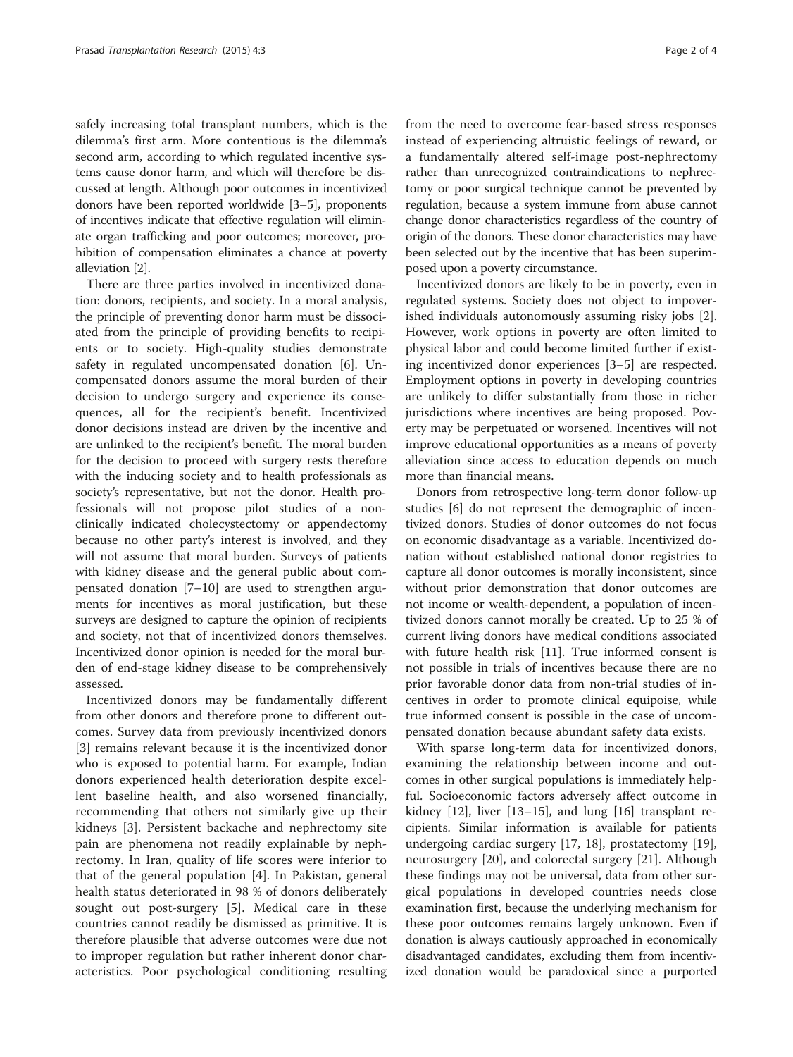safely increasing total transplant numbers, which is the dilemma's first arm. More contentious is the dilemma's second arm, according to which regulated incentive systems cause donor harm, and which will therefore be discussed at length. Although poor outcomes in incentivized donors have been reported worldwide [3–5], proponents of incentives indicate that effective regulation will eliminate organ trafficking and poor outcomes; moreover, prohibition of compensation eliminates a chance at poverty alleviation [2].

There are three parties involved in incentivized donation: donors, recipients, and society. In a moral analysis, the principle of preventing donor harm must be dissociated from the principle of providing benefits to recipients or to society. High-quality studies demonstrate safety in regulated uncompensated donation [6]. Uncompensated donors assume the moral burden of their decision to undergo surgery and experience its consequences, all for the recipient's benefit. Incentivized donor decisions instead are driven by the incentive and are unlinked to the recipient's benefit. The moral burden for the decision to proceed with surgery rests therefore with the inducing society and to health professionals as society's representative, but not the donor. Health professionals will not propose pilot studies of a non-clinically indicated cholecystectomy or appendectomy because no other party's interest is involved, and they will not assume that moral burden. Surveys of patients with kidney disease and the general public about compensated donation [7–10] are used to strengthen arguments for incentives as moral justification, but these surveys are designed to capture the opinion of recipients and society, not that of incentivized donors themselves. Incentivized donor opinion is needed for the moral burden of end-stage kidney disease to be comprehensively assessed.

Incentivized donors may be fundamentally different from other donors and therefore prone to different outcomes. Survey data from previously incentivized donors [3] remains relevant because it is the incentivized donor who is exposed to potential harm. For example, Indian donors experienced health deterioration despite excellent baseline health, and also worsened financially, recommending that others not similarly give up their kidneys [3]. Persistent backache and nephrectomy site pain are phenomena not readily explainable by nephrectomy. In Iran, quality of life scores were inferior to that of the general population [4]. In Pakistan, general health status deteriorated in 98 % of donors deliberately sought out post-surgery [5]. Medical care in these countries cannot readily be dismissed as primitive. It is therefore plausible that adverse outcomes were due not to improper regulation but rather inherent donor characteristics. Poor psychological conditioning resulting from the need to overcome fear-based stress responses instead of experiencing altruistic feelings of reward, or a fundamentally altered self-image post-nephrectomy rather than unrecognized contraindications to nephrectomy or poor surgical technique cannot be prevented by regulation, because a system immune from abuse cannot change donor characteristics regardless of the country of origin of the donors. These donor characteristics may have been selected out by the incentive that has been superimposed upon a poverty circumstance.

Incentivized donors are likely to be in poverty, even in regulated systems. Society does not object to impoverished individuals autonomously assuming risky jobs [2]. However, work options in poverty are often limited to physical labor and could become limited further if existing incentivized donor experiences [3–5] are respected. Employment options in poverty in developing countries are unlikely to differ substantially from those in richer jurisdictions where incentives are being proposed. Poverty may be perpetuated or worsened. Incentives will not improve educational opportunities as a means of poverty alleviation since access to education depends on much more than financial means.

Donors from retrospective long-term donor follow-up studies [6] do not represent the demographic of incentivized donors. Studies of donor outcomes do not focus on economic disadvantage as a variable. Incentivized donation without established national donor registries to capture all donor outcomes is morally inconsistent, since without prior demonstration that donor outcomes are not income or wealth-dependent, a population of incentivized donors cannot morally be created. Up to 25 % of current living donors have medical conditions associated with future health risk [11]. True informed consent is not possible in trials of incentives because there are no prior favorable donor data from non-trial studies of incentives in order to promote clinical equipoise, while true informed consent is possible in the case of uncompensated donation because abundant safety data exists.

With sparse long-term data for incentivized donors, examining the relationship between income and outcomes in other surgical populations is immediately helpful. Socioeconomic factors adversely affect outcome in kidney [12], liver [13–15], and lung [16] transplant recipients. Similar information is available for patients undergoing cardiac surgery [17, 18], prostatectomy [19], neurosurgery [20], and colorectal surgery [21]. Although these findings may not be universal, data from other surgical populations in developed countries needs close examination first, because the underlying mechanism for these poor outcomes remains largely unknown. Even if donation is always cautiously approached in economically disadvantaged candidates, excluding them from incentivized donation would be paradoxical since a purported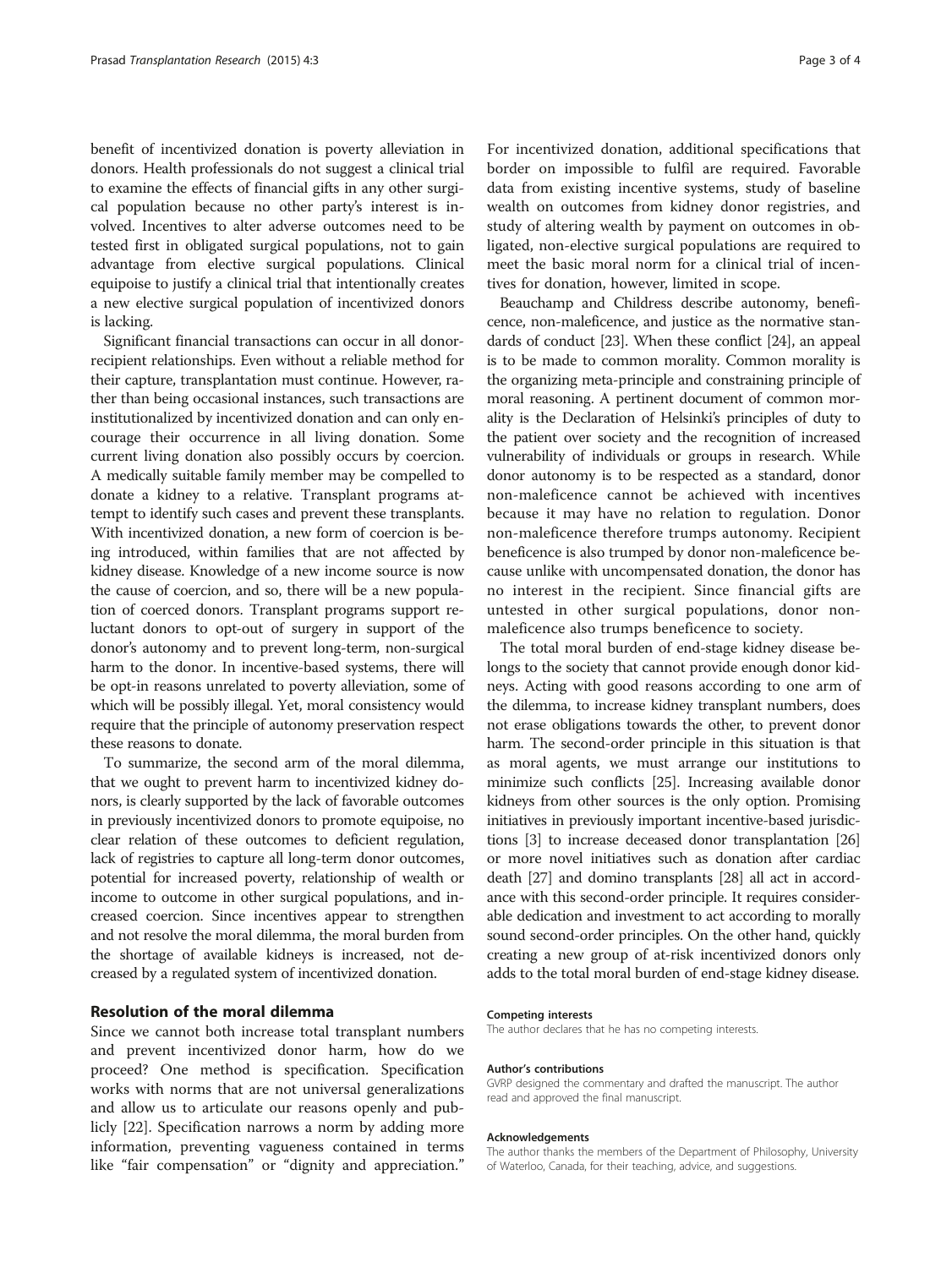benefit of incentivized donation is poverty alleviation in donors. Health professionals do not suggest a clinical trial to examine the effects of financial gifts in any other surgical population because no other party's interest is involved. Incentives to alter adverse outcomes need to be tested first in obligated surgical populations, not to gain advantage from elective surgical populations. Clinical equipoise to justify a clinical trial that intentionally creates a new elective surgical population of incentivized donors is lacking.

Significant financial transactions can occur in all donor-recipient relationships. Even without a reliable method for their capture, transplantation must continue. However, rather than being occasional instances, such transactions are institutionalized by incentivized donation and can only encourage their occurrence in all living donation. Some current living donation also possibly occurs by coercion. A medically suitable family member may be compelled to donate a kidney to a relative. Transplant programs attempt to identify such cases and prevent these transplants. With incentivized donation, a new form of coercion is being introduced, within families that are not affected by kidney disease. Knowledge of a new income source is now the cause of coercion, and so, there will be a new population of coerced donors. Transplant programs support reluctant donors to opt-out of surgery in support of the donor's autonomy and to prevent long-term, non-surgical harm to the donor. In incentive-based systems, there will be opt-in reasons unrelated to poverty alleviation, some of which will be possibly illegal. Yet, moral consistency would require that the principle of autonomy preservation respect these reasons to donate.

To summarize, the second arm of the moral dilemma, that we ought to prevent harm to incentivized kidney donors, is clearly supported by the lack of favorable outcomes in previously incentivized donors to promote equipoise, no clear relation of these outcomes to deficient regulation, lack of registries to capture all long-term donor outcomes, potential for increased poverty, relationship of wealth or income to outcome in other surgical populations, and increased coercion. Since incentives appear to strengthen and not resolve the moral dilemma, the moral burden from the shortage of available kidneys is increased, not decreased by a regulated system of incentivized donation.

## Resolution of the moral dilemma

Since we cannot both increase total transplant numbers and prevent incentivized donor harm, how do we proceed? One method is specification. Specification works with norms that are not universal generalizations and allow us to articulate our reasons openly and publicly [22]. Specification narrows a norm by adding more information, preventing vagueness contained in terms like "fair compensation" or "dignity and appreciation." For incentivized donation, additional specifications that border on impossible to fulfil are required. Favorable data from existing incentive systems, study of baseline wealth on outcomes from kidney donor registries, and study of altering wealth by payment on outcomes in obligated, non-elective surgical populations are required to meet the basic moral norm for a clinical trial of incentives for donation, however, limited in scope.

Beauchamp and Childress describe autonomy, beneficence, non-maleficence, and justice as the normative standards of conduct [23]. When these conflict [24], an appeal is to be made to common morality. Common morality is the organizing meta-principle and constraining principle of moral reasoning. A pertinent document of common morality is the Declaration of Helsinki's principles of duty to the patient over society and the recognition of increased vulnerability of individuals or groups in research. While donor autonomy is to be respected as a standard, donor non-maleficence cannot be achieved with incentives because it may have no relation to regulation. Donor non-maleficence therefore trumps autonomy. Recipient beneficence is also trumped by donor non-maleficence because unlike with uncompensated donation, the donor has no interest in the recipient. Since financial gifts are untested in other surgical populations, donor non-maleficence also trumps beneficence to society.

The total moral burden of end-stage kidney disease belongs to the society that cannot provide enough donor kidneys. Acting with good reasons according to one arm of the dilemma, to increase kidney transplant numbers, does not erase obligations towards the other, to prevent donor harm. The second-order principle in this situation is that as moral agents, we must arrange our institutions to minimize such conflicts [25]. Increasing available donor kidneys from other sources is the only option. Promising initiatives in previously important incentive-based jurisdictions [3] to increase deceased donor transplantation [26] or more novel initiatives such as donation after cardiac death [27] and domino transplants [28] all act in accordance with this second-order principle. It requires considerable dedication and investment to act according to morally sound second-order principles. On the other hand, quickly creating a new group of at-risk incentivized donors only adds to the total moral burden of end-stage kidney disease.

#### Competing interests

The author declares that he has no competing interests.

#### Author's contributions

GVRP designed the commentary and drafted the manuscript. The author read and approved the final manuscript.

#### Acknowledgements

The author thanks the members of the Department of Philosophy, University of Waterloo, Canada, for their teaching, advice, and suggestions.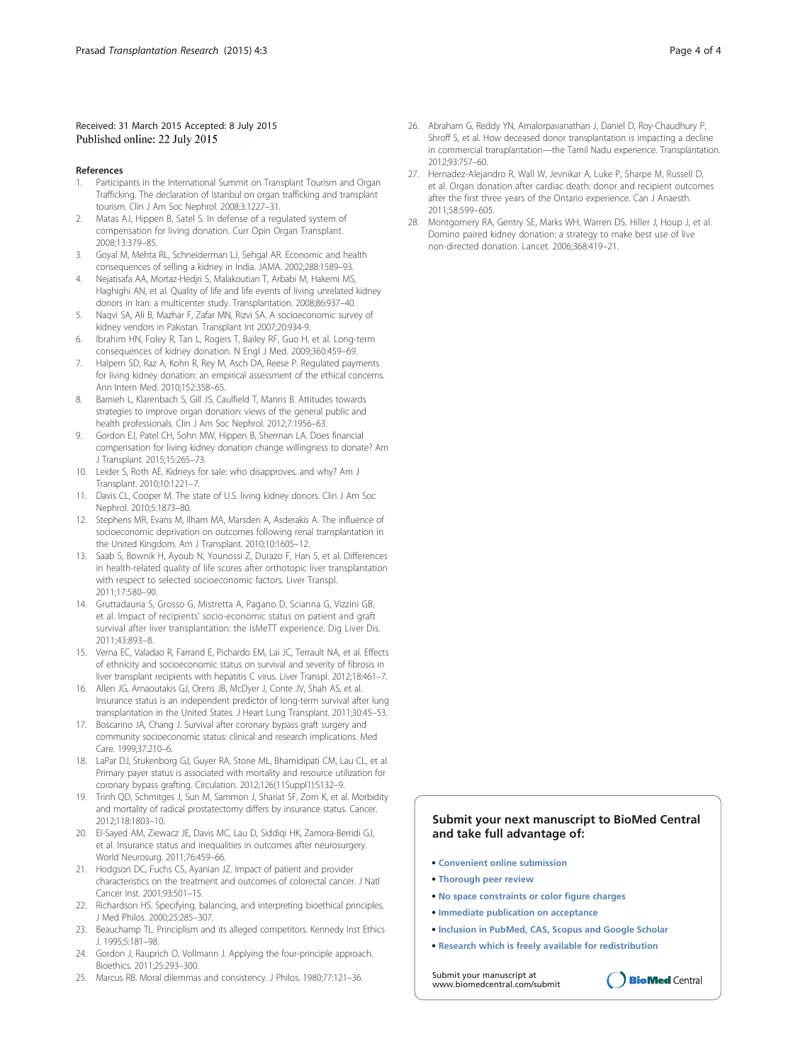Received: 31 March 2015 Accepted: 8 July 2015
Published online: 22 July 2015

## References

1. Participants in the International Summit on Transplant Tourism and Organ Trafficking. The declaration of Istanbul on organ trafficking and transplant tourism. Clin J Am Soc Nephrol. 2008;3:1227–31.
2. Matas AJ, Hippen B, Satel S. In defense of a regulated system of compensation for living donation. Curr Opin Organ Transplant. 2008;13:379–85.
3. Goyal M, Mehta RL, Schneiderman LJ, Sehgal AR. Economic and health consequences of selling a kidney in India. JAMA. 2002;288:1589–93.
4. Nejatisafa AA, Mortaz-Hedjri S, Malakoutian T, Arbabi M, Hakemi MS, Haghighi AN, et al. Quality of life and life events of living unrelated kidney donors in Iran: a multicenter study. Transplantation. 2008;86:937–40.
5. Naqvi SA, Ali B, Mazhar F, Zafar MN, Rizvi SA. A socioeconomic survey of kidney vendors in Pakistan. Transplant Int 2007;20:934-9.
6. Ibrahim HN, Foley R, Tan L, Rogers T, Bailey RF, Guo H, et al. Long-term consequences of kidney donation. N Engl J Med. 2009;360:459–69.
7. Halpern SD, Raz A, Kohn R, Rey M, Asch DA, Reese P. Regulated payments for living kidney donation: an empirical assessment of the ethical concerns. Ann Intern Med. 2010;152:358–65.
8. Barnieh L, Klarenbach S, Gill JS, Caulfield T, Manns B. Attitudes towards strategies to improve organ donation: views of the general public and health professionals. Clin J Am Soc Nephrol. 2012;7:1956–63.
9. Gordon EJ, Patel CH, Sohn MW, Hippen B, Sherman LA. Does financial compensation for living kidney donation change willingness to donate? Am J Transplant. 2015;15:265–73.
10. Leider S, Roth AE. Kidneys for sale: who disapproves, and why? Am J Transplant. 2010;10:1221–7.
11. Davis CL, Cooper M. The state of U.S. living kidney donors. Clin J Am Soc Nephrol. 2010;5:1873–80.
12. Stephens MR, Evans M, Ilham MA, Marsden A, Asderakis A. The influence of socioeconomic deprivation on outcomes following renal transplantation in the United Kingdom. Am J Transplant. 2010;10:1605–12.
13. Saab S, Bownik H, Ayoub N, Younossi Z, Durazo F, Han S, et al. Differences in health-related quality of life scores after orthotopic liver transplantation with respect to selected socioeconomic factors. Liver Transpl. 2011;17:580–90.
14. Gruttadauria S, Grosso G, Mistretta A, Pagano D, Scianna G, Vizzini GB, et al. Impact of recipients' socio-economic status on patient and graft survival after liver transplantation: the IsMeTT experience. Dig Liver Dis. 2011;43:893–8.
15. Verna EC, Valadao R, Farrand E, Pichardo EM, Lai JC, Terrault NA, et al. Effects of ethnicity and socioeconomic status on survival and severity of fibrosis in liver transplant recipients with hepatitis C virus. Liver Transpl. 2012;18:461–7.
16. Allen JG, Arnaoutakis GJ, Orens JB, McDyer J, Conte JV, Shah AS, et al. Insurance status is an independent predictor of long-term survival after lung transplantation in the United States. J Heart Lung Transplant. 2011;30:45–53.
17. Boscarino JA, Chang J. Survival after coronary bypass graft surgery and community socioeconomic status: clinical and research implications. Med Care. 1999;37:210–6.
18. LaPar DJ, Stukenborg GJ, Guyer RA, Stone ML, Bhamidipati CM, Lau CL, et al. Primary payer status is associated with mortality and resource utilization for coronary bypass grafting. Circulation. 2012;126(11Suppl1):S132–9.
19. Trinh QD, Schmitges J, Sun M, Sammon J, Shariat SF, Zorn K, et al. Morbidity and mortality of radical prostatectomy differs by insurance status. Cancer. 2012;118:1803–10.
20. El-Sayed AM, Ziewacz JE, Davis MC, Lau D, Siddiqi HK, Zamora-Berridi GJ, et al. Insurance status and inequalities in outcomes after neurosurgery. World Neurosurg. 2011;76:459–66.
21. Hodgson DC, Fuchs CS, Ayanian JZ. Impact of patient and provider characteristics on the treatment and outcomes of colorectal cancer. J Natl Cancer Inst. 2001;93:501–15.
22. Richardson HS. Specifying, balancing, and interpreting bioethical principles. J Med Philos. 2000;25:285–307.
23. Beauchamp TL. Principlism and its alleged competitors. Kennedy Inst Ethics J. 1995;5:181–98.
24. Gordon J, Rauprich O, Vollmann J. Applying the four-principle approach. Bioethics. 2011;25:293–300.
25. Marcus RB. Moral dilemmas and consistency. J Philos. 1980;77:121–36.
26. Abraham G, Reddy YN, Amalorpavanathan J, Daniel D, Roy-Chaudhury P, Shroff S, et al. How deceased donor transplantation is impacting a decline in commercial transplantation—the Tamil Nadu experience. Transplantation. 2012;93:757–60.
27. Hernadez-Alejandro R, Wall W, Jevnikar A, Luke P, Sharpe M, Russell D, et al. Organ donation after cardiac death: donor and recipient outcomes after the first three years of the Ontario experience. Can J Anaesth. 2011;58:599–605.
28. Montgomery RA, Gentry SE, Marks WH, Warren DS, Hiller J, Houp J, et al. Domino paired kidney donation: a strategy to make best use of live non-directed donation. Lancet. 2006;368:419–21.

**Submit your next manuscript to BioMed Central and take full advantage of:**

- **Convenient online submission**
- **Thorough peer review**
- **No space constraints or color figure charges**
- **Immediate publication on acceptance**
- **Inclusion in PubMed, CAS, Scopus and Google Scholar**
- **Research which is freely available for redistribution**

Submit your manuscript at
www.biomedcentral.com/submit

BioMed Central